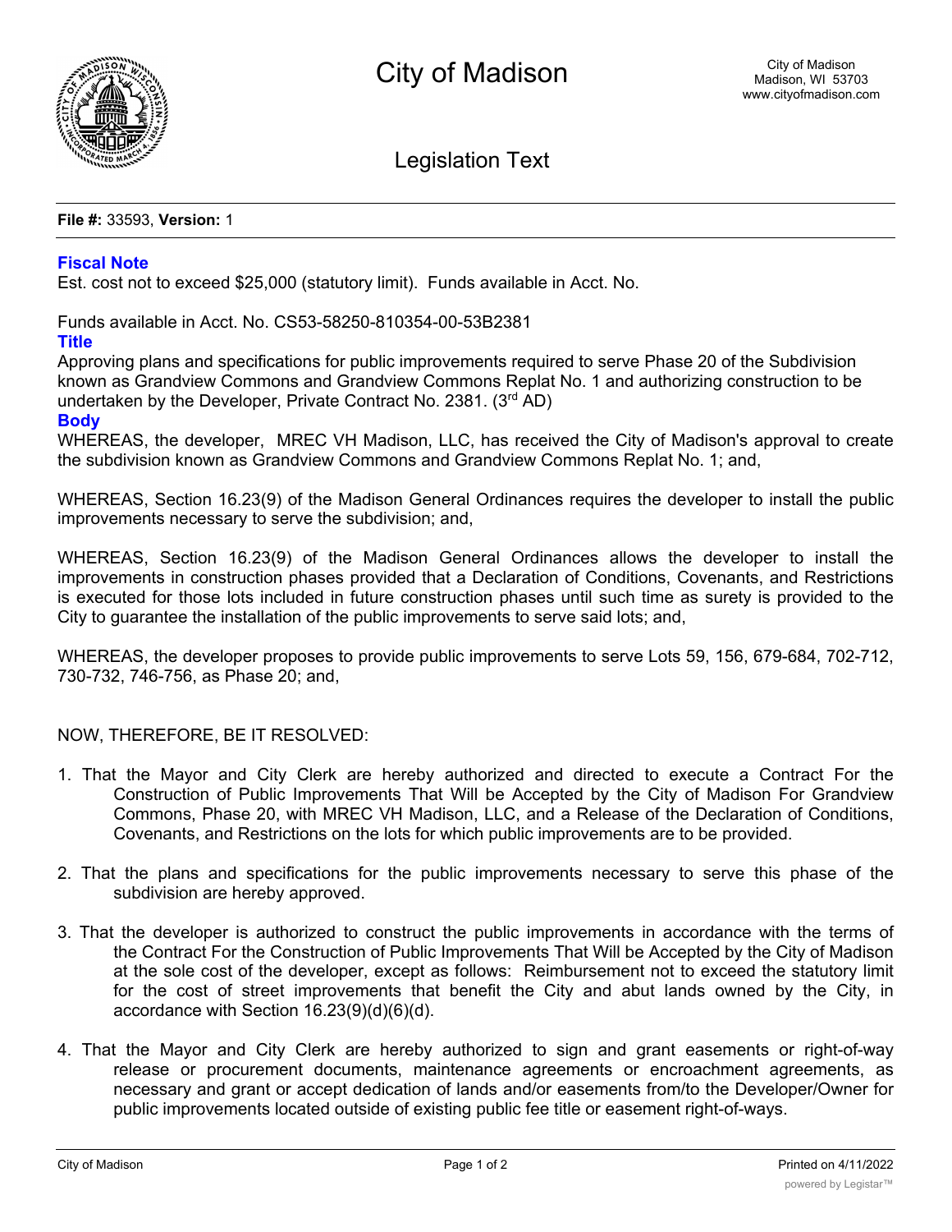# City of Madison

City of Madison
Madison, WI 53703
www.cityofmadison.com

## Legislation Text

**File #:** 33593, **Version:** 1

### Fiscal Note

Est. cost not to exceed $25,000 (statutory limit). Funds available in Acct. No.

Funds available in Acct. No. CS53-58250-810354-00-53B2381

### Title

Approving plans and specifications for public improvements required to serve Phase 20 of the Subdivision known as Grandview Commons and Grandview Commons Replat No. 1 and authorizing construction to be undertaken by the Developer, Private Contract No. 2381. (3rd AD)

### Body

WHEREAS, the developer, MREC VH Madison, LLC, has received the City of Madison's approval to create the subdivision known as Grandview Commons and Grandview Commons Replat No. 1; and,

WHEREAS, Section 16.23(9) of the Madison General Ordinances requires the developer to install the public improvements necessary to serve the subdivision; and,

WHEREAS, Section 16.23(9) of the Madison General Ordinances allows the developer to install the improvements in construction phases provided that a Declaration of Conditions, Covenants, and Restrictions is executed for those lots included in future construction phases until such time as surety is provided to the City to guarantee the installation of the public improvements to serve said lots; and,

WHEREAS, the developer proposes to provide public improvements to serve Lots 59, 156, 679-684, 702-712, 730-732, 746-756, as Phase 20; and,

NOW, THEREFORE, BE IT RESOLVED:

1. That the Mayor and City Clerk are hereby authorized and directed to execute a Contract For the Construction of Public Improvements That Will be Accepted by the City of Madison For Grandview Commons, Phase 20, with MREC VH Madison, LLC, and a Release of the Declaration of Conditions, Covenants, and Restrictions on the lots for which public improvements are to be provided.

2. That the plans and specifications for the public improvements necessary to serve this phase of the subdivision are hereby approved.

3. That the developer is authorized to construct the public improvements in accordance with the terms of the Contract For the Construction of Public Improvements That Will be Accepted by the City of Madison at the sole cost of the developer, except as follows: Reimbursement not to exceed the statutory limit for the cost of street improvements that benefit the City and abut lands owned by the City, in accordance with Section 16.23(9)(d)(6)(d).

4. That the Mayor and City Clerk are hereby authorized to sign and grant easements or right-of-way release or procurement documents, maintenance agreements or encroachment agreements, as necessary and grant or accept dedication of lands and/or easements from/to the Developer/Owner for public improvements located outside of existing public fee title or easement right-of-ways.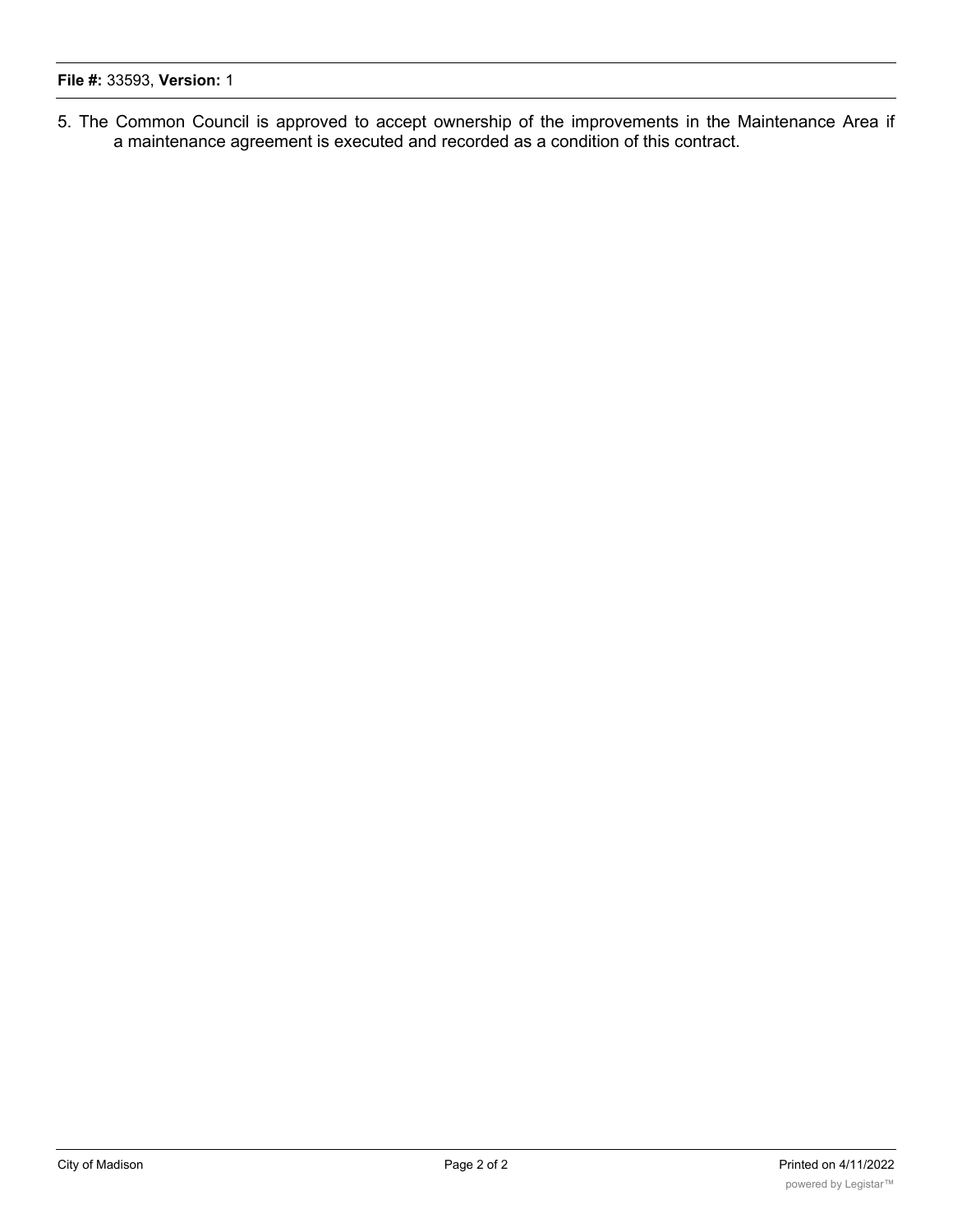5. The Common Council is approved to accept ownership of the improvements in the Maintenance Area if a maintenance agreement is executed and recorded as a condition of this contract.